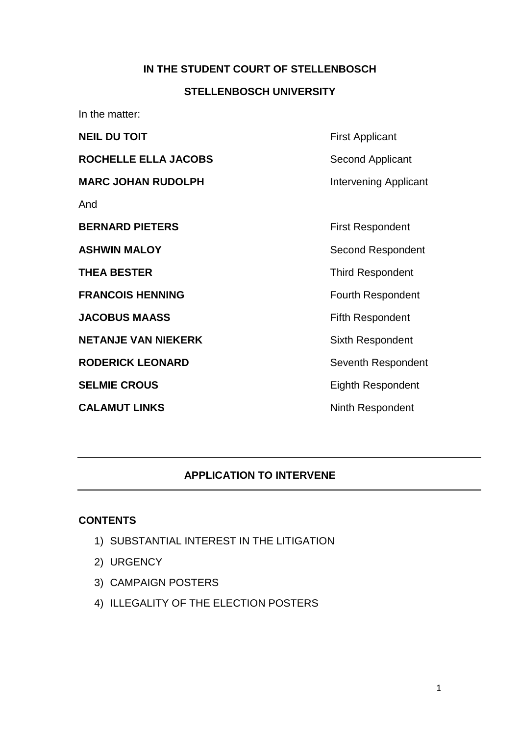**IN THE STUDENT COURT OF STELLENBOSCH**

**STELLENBOSCH UNIVERSITY**

In the matter:

| | |
|---|---|
| **NEIL DU TOIT** | First Applicant |
| **ROCHELLE ELLA JACOBS** | Second Applicant |
| **MARC JOHAN RUDOLPH** | Intervening Applicant |
| And | |
| **BERNARD PIETERS** | First Respondent |
| **ASHWIN MALOY** | Second Respondent |
| **THEA BESTER** | Third Respondent |
| **FRANCOIS HENNING** | Fourth Respondent |
| **JACOBUS MAASS** | Fifth Respondent |
| **NETANJE VAN NIEKERK** | Sixth Respondent |
| **RODERICK LEONARD** | Seventh Respondent |
| **SELMIE CROUS** | Eighth Respondent |
| **CALAMUT LINKS** | Ninth Respondent |

---

**APPLICATION TO INTERVENE**

---

**CONTENTS**

1) SUBSTANTIAL INTEREST IN THE LITIGATION
2) URGENCY
3) CAMPAIGN POSTERS
4) ILLEGALITY OF THE ELECTION POSTERS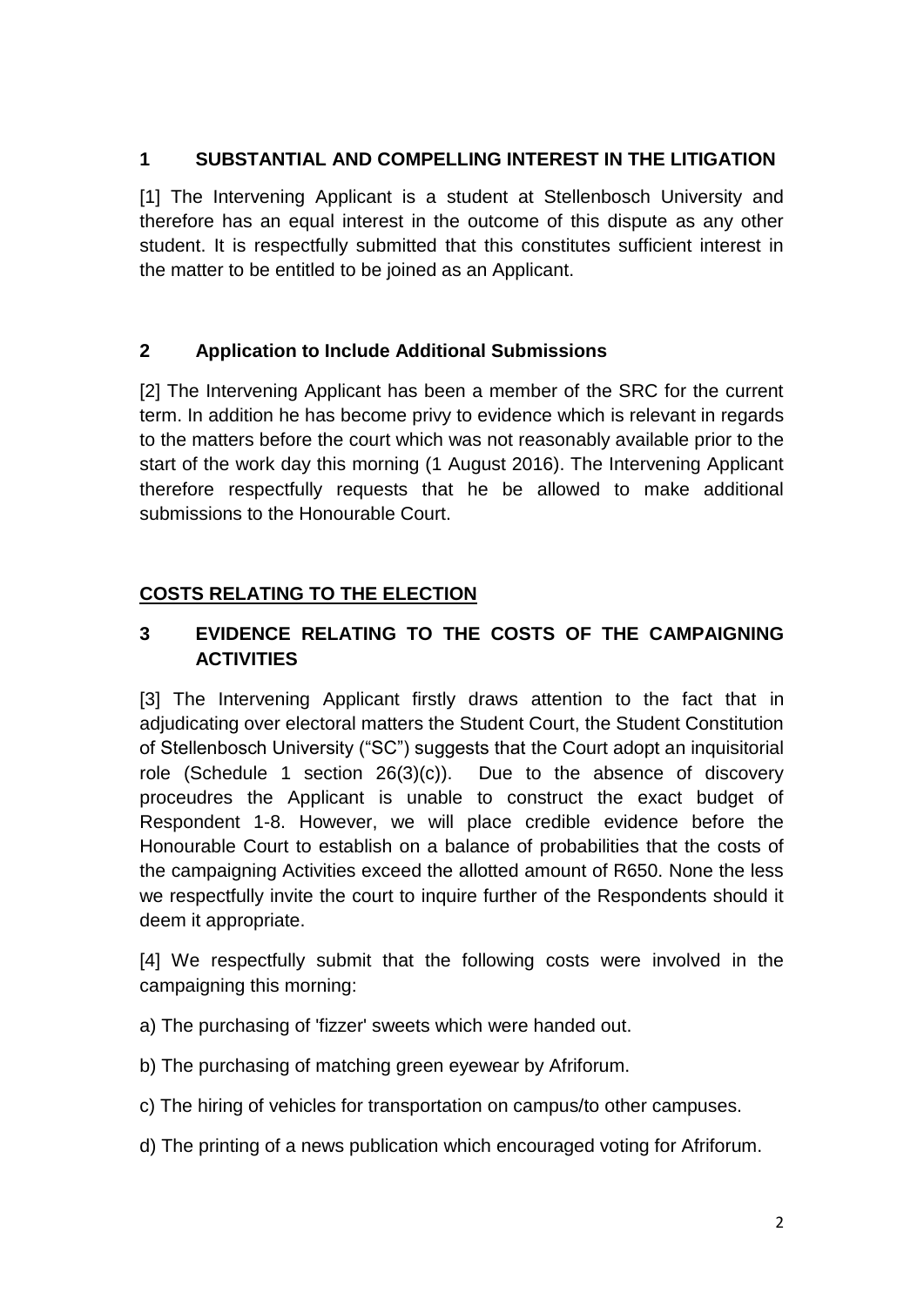## 1 SUBSTANTIAL AND COMPELLING INTEREST IN THE LITIGATION

[1] The Intervening Applicant is a student at Stellenbosch University and therefore has an equal interest in the outcome of this dispute as any other student. It is respectfully submitted that this constitutes sufficient interest in the matter to be entitled to be joined as an Applicant.

## 2 Application to Include Additional Submissions

[2] The Intervening Applicant has been a member of the SRC for the current term. In addition he has become privy to evidence which is relevant in regards to the matters before the court which was not reasonably available prior to the start of the work day this morning (1 August 2016). The Intervening Applicant therefore respectfully requests that he be allowed to make additional submissions to the Honourable Court.

## COSTS RELATING TO THE ELECTION

## 3 EVIDENCE RELATING TO THE COSTS OF THE CAMPAIGNING ACTIVITIES

[3] The Intervening Applicant firstly draws attention to the fact that in adjudicating over electoral matters the Student Court, the Student Constitution of Stellenbosch University ("SC") suggests that the Court adopt an inquisitorial role (Schedule 1 section 26(3)(c)). Due to the absence of discovery proceudres the Applicant is unable to construct the exact budget of Respondent 1-8. However, we will place credible evidence before the Honourable Court to establish on a balance of probabilities that the costs of the campaigning Activities exceed the allotted amount of R650. None the less we respectfully invite the court to inquire further of the Respondents should it deem it appropriate.

[4] We respectfully submit that the following costs were involved in the campaigning this morning:

a) The purchasing of 'fizzer' sweets which were handed out.

b) The purchasing of matching green eyewear by Afriforum.

c) The hiring of vehicles for transportation on campus/to other campuses.

d) The printing of a news publication which encouraged voting for Afriforum.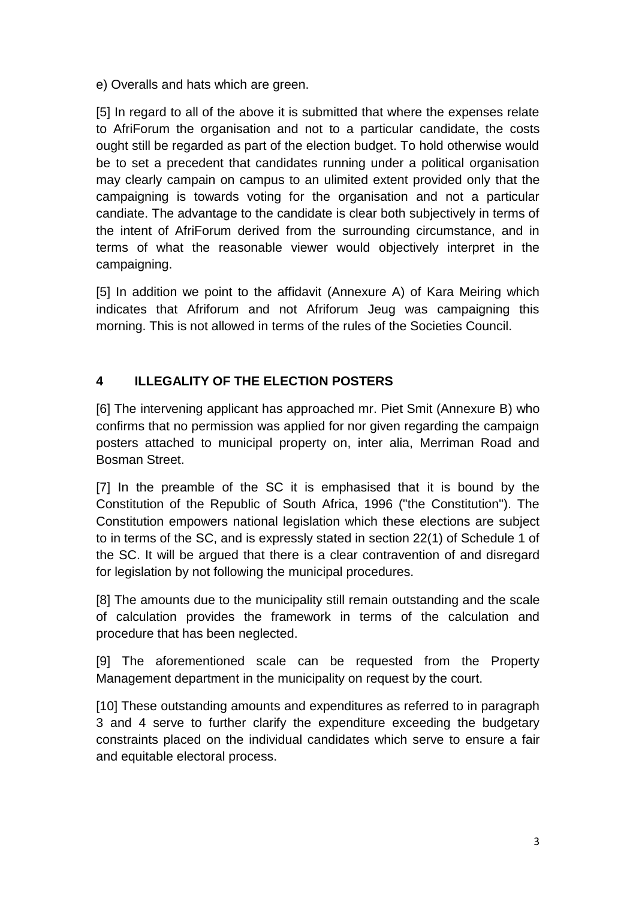e) Overalls and hats which are green.

[5] In regard to all of the above it is submitted that where the expenses relate to AfriForum the organisation and not to a particular candidate, the costs ought still be regarded as part of the election budget. To hold otherwise would be to set a precedent that candidates running under a political organisation may clearly campain on campus to an ulimited extent provided only that the campaigning is towards voting for the organisation and not a particular candiate. The advantage to the candidate is clear both subjectively in terms of the intent of AfriForum derived from the surrounding circumstance, and in terms of what the reasonable viewer would objectively interpret in the campaigning.

[5] In addition we point to the affidavit (Annexure A) of Kara Meiring which indicates that Afriforum and not Afriforum Jeug was campaigning this morning. This is not allowed in terms of the rules of the Societies Council.

## 4 ILLEGALITY OF THE ELECTION POSTERS

[6] The intervening applicant has approached mr. Piet Smit (Annexure B) who confirms that no permission was applied for nor given regarding the campaign posters attached to municipal property on, inter alia, Merriman Road and Bosman Street.

[7] In the preamble of the SC it is emphasised that it is bound by the Constitution of the Republic of South Africa, 1996 ("the Constitution"). The Constitution empowers national legislation which these elections are subject to in terms of the SC, and is expressly stated in section 22(1) of Schedule 1 of the SC. It will be argued that there is a clear contravention of and disregard for legislation by not following the municipal procedures.

[8] The amounts due to the municipality still remain outstanding and the scale of calculation provides the framework in terms of the calculation and procedure that has been neglected.

[9] The aforementioned scale can be requested from the Property Management department in the municipality on request by the court.

[10] These outstanding amounts and expenditures as referred to in paragraph 3 and 4 serve to further clarify the expenditure exceeding the budgetary constraints placed on the individual candidates which serve to ensure a fair and equitable electoral process.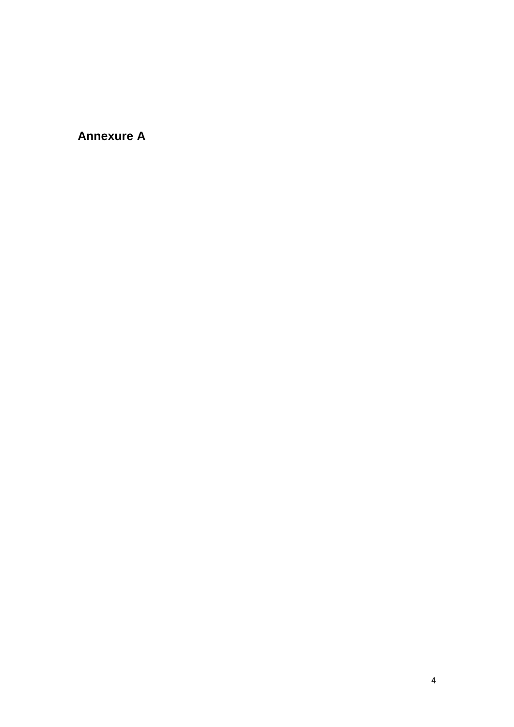**Annexure A**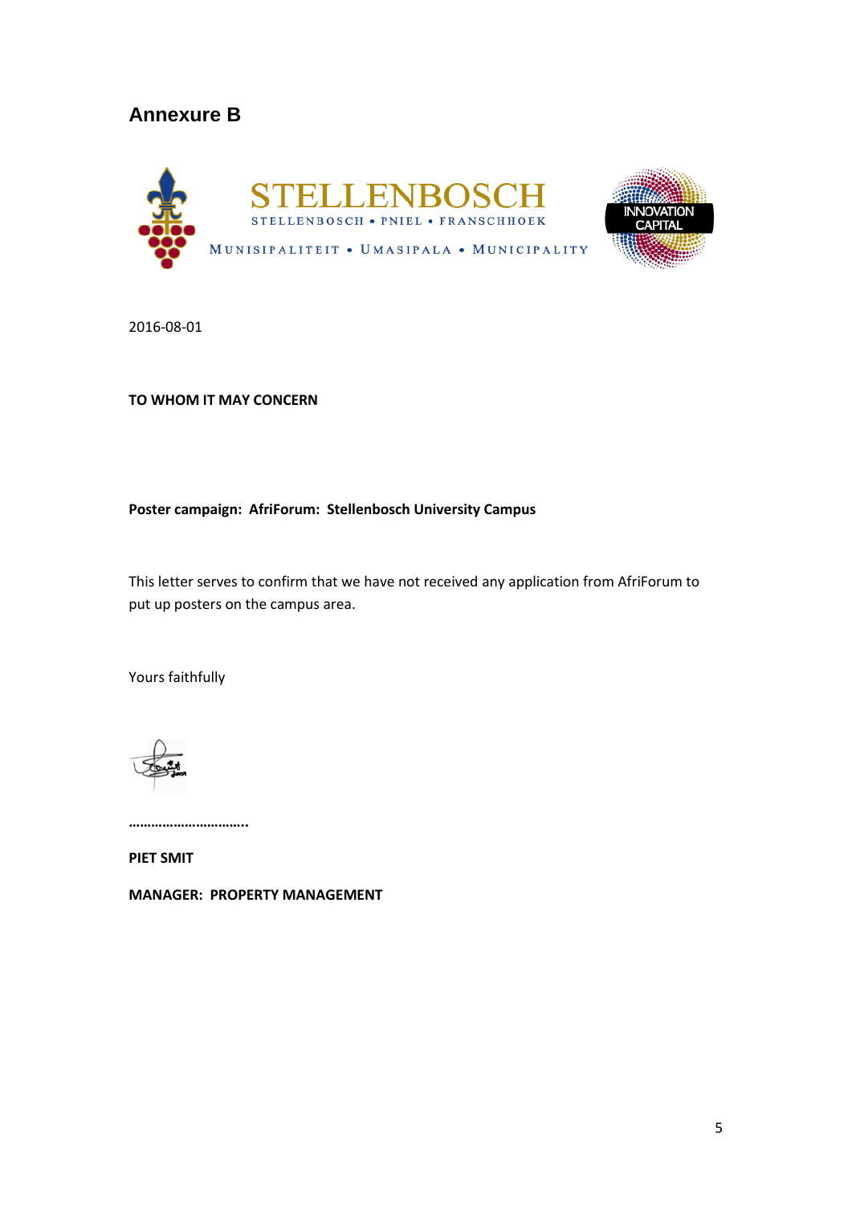## Annexure B

STELLENBOSCH
STELLENBOSCH • PNIEL • FRANSCHHOEK
MUNISIPALITEIT • UMASIPALA • MUNICIPALITY

INNOVATION CAPITAL

2016-08-01

**TO WHOM IT MAY CONCERN**

**Poster campaign: AfriForum: Stellenbosch University Campus**

This letter serves to confirm that we have not received any application from AfriForum to put up posters on the campus area.

Yours faithfully

**…………………………..**

**PIET SMIT**

**MANAGER: PROPERTY MANAGEMENT**